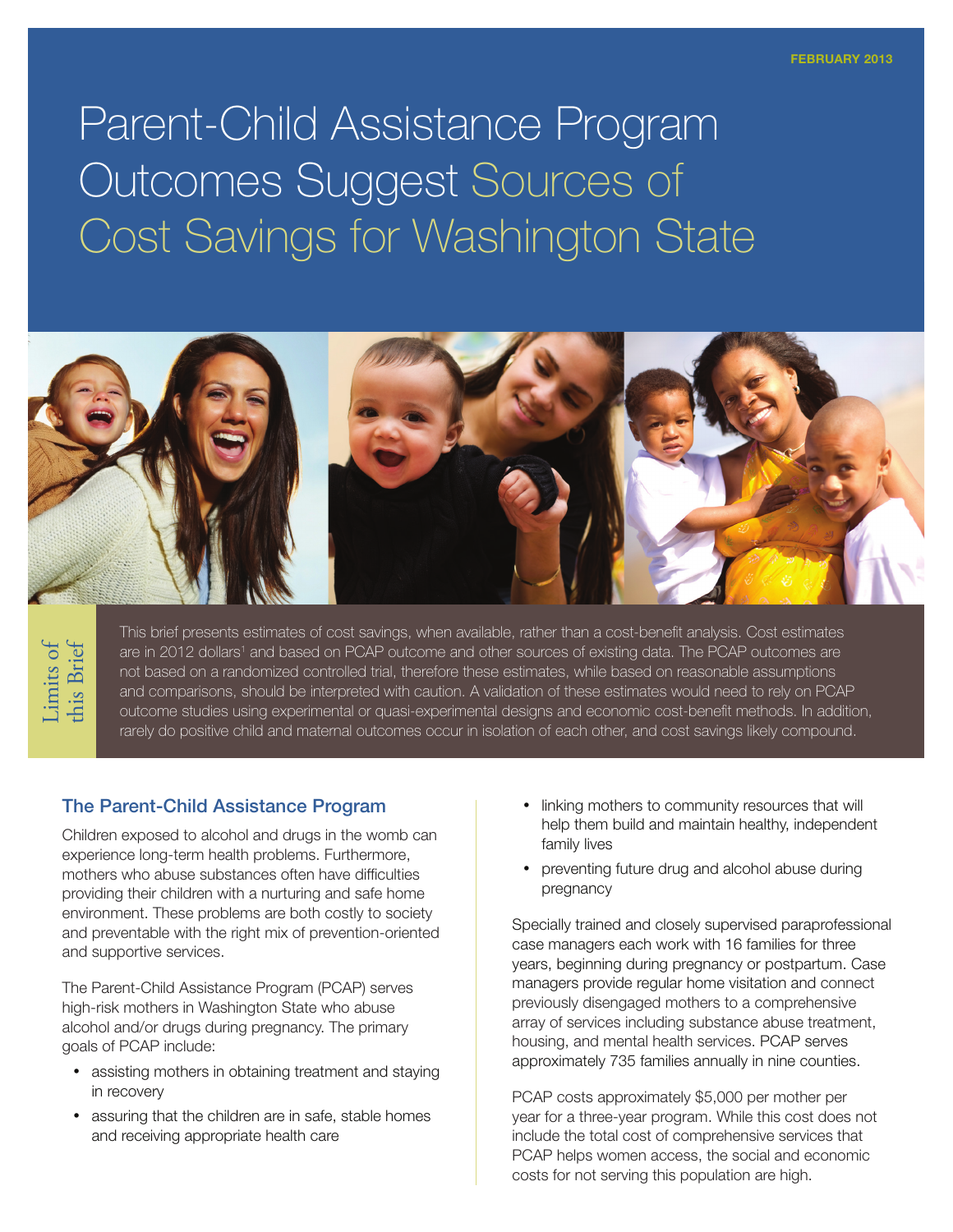FEBRUARY 2013

# Parent-Child Assistance Program Outcomes Suggest Sources of Cost Savings for Washington State

## Limits of this Brief

This brief presents estimates of cost savings, when available, rather than a cost-benefit analysis. Cost estimates are in 2012 dollars[1] and based on PCAP outcome and other sources of existing data. The PCAP outcomes are not based on a randomized controlled trial, therefore these estimates, while based on reasonable assumptions and comparisons, should be interpreted with caution. A validation of these estimates would need to rely on PCAP outcome studies using experimental or quasi-experimental designs and economic cost-benefit methods. In addition, rarely do positive child and maternal outcomes occur in isolation of each other, and cost savings likely compound.

## The Parent-Child Assistance Program

Children exposed to alcohol and drugs in the womb can experience long-term health problems. Furthermore, mothers who abuse substances often have difficulties providing their children with a nurturing and safe home environment. These problems are both costly to society and preventable with the right mix of prevention-oriented and supportive services.

The Parent-Child Assistance Program (PCAP) serves high-risk mothers in Washington State who abuse alcohol and/or drugs during pregnancy. The primary goals of PCAP include:

- assisting mothers in obtaining treatment and staying in recovery
- assuring that the children are in safe, stable homes and receiving appropriate health care
- linking mothers to community resources that will help them build and maintain healthy, independent family lives
- preventing future drug and alcohol abuse during pregnancy

Specially trained and closely supervised paraprofessional case managers each work with 16 families for three years, beginning during pregnancy or postpartum. Case managers provide regular home visitation and connect previously disengaged mothers to a comprehensive array of services including substance abuse treatment, housing, and mental health services. PCAP serves approximately 735 families annually in nine counties.

PCAP costs approximately $5,000 per mother per year for a three-year program. While this cost does not include the total cost of comprehensive services that PCAP helps women access, the social and economic costs for not serving this population are high.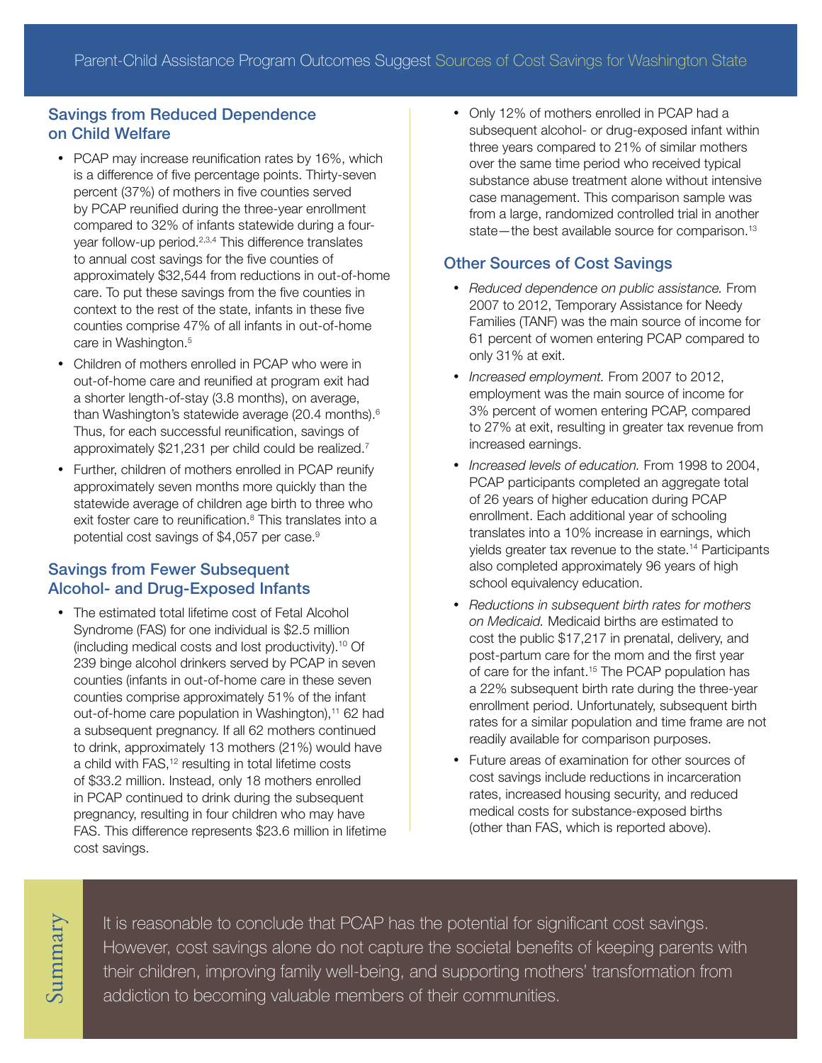# Parent-Child Assistance Program Outcomes Suggest Sources of Cost Savings for Washington State

## Savings from Reduced Dependence on Child Welfare

- PCAP may increase reunification rates by 16%, which is a difference of five percentage points. Thirty-seven percent (37%) of mothers in five counties served by PCAP reunified during the three-year enrollment compared to 32% of infants statewide during a four-year follow-up period.[2,3,4] This difference translates to annual cost savings for the five counties of approximately $32,544 from reductions in out-of-home care. To put these savings from the five counties in context to the rest of the state, infants in these five counties comprise 47% of all infants in out-of-home care in Washington.[5]
- Children of mothers enrolled in PCAP who were in out-of-home care and reunified at program exit had a shorter length-of-stay (3.8 months), on average, than Washington's statewide average (20.4 months).[6] Thus, for each successful reunification, savings of approximately $21,231 per child could be realized.[7]
- Further, children of mothers enrolled in PCAP reunify approximately seven months more quickly than the statewide average of children age birth to three who exit foster care to reunification.[8] This translates into a potential cost savings of $4,057 per case.[9]

## Savings from Fewer Subsequent Alcohol- and Drug-Exposed Infants

- The estimated total lifetime cost of Fetal Alcohol Syndrome (FAS) for one individual is $2.5 million (including medical costs and lost productivity).[10] Of 239 binge alcohol drinkers served by PCAP in seven counties (infants in out-of-home care in these seven counties comprise approximately 51% of the infant out-of-home care population in Washington),[11] 62 had a subsequent pregnancy. If all 62 mothers continued to drink, approximately 13 mothers (21%) would have a child with FAS,[12] resulting in total lifetime costs of $33.2 million. Instead, only 18 mothers enrolled in PCAP continued to drink during the subsequent pregnancy, resulting in four children who may have FAS. This difference represents $23.6 million in lifetime cost savings.
- Only 12% of mothers enrolled in PCAP had a subsequent alcohol- or drug-exposed infant within three years compared to 21% of similar mothers over the same time period who received typical substance abuse treatment alone without intensive case management. This comparison sample was from a large, randomized controlled trial in another state—the best available source for comparison.[13]

## Other Sources of Cost Savings

- *Reduced dependence on public assistance.* From 2007 to 2012, Temporary Assistance for Needy Families (TANF) was the main source of income for 61 percent of women entering PCAP compared to only 31% at exit.
- *Increased employment.* From 2007 to 2012, employment was the main source of income for 3% percent of women entering PCAP, compared to 27% at exit, resulting in greater tax revenue from increased earnings.
- *Increased levels of education.* From 1998 to 2004, PCAP participants completed an aggregate total of 26 years of higher education during PCAP enrollment. Each additional year of schooling translates into a 10% increase in earnings, which yields greater tax revenue to the state.[14] Participants also completed approximately 96 years of high school equivalency education.
- *Reductions in subsequent birth rates for mothers on Medicaid.* Medicaid births are estimated to cost the public $17,217 in prenatal, delivery, and post-partum care for the mom and the first year of care for the infant.[15] The PCAP population has a 22% subsequent birth rate during the three-year enrollment period. Unfortunately, subsequent birth rates for a similar population and time frame are not readily available for comparison purposes.
- Future areas of examination for other sources of cost savings include reductions in incarceration rates, increased housing security, and reduced medical costs for substance-exposed births (other than FAS, which is reported above).

## Summary

It is reasonable to conclude that PCAP has the potential for significant cost savings. However, cost savings alone do not capture the societal benefits of keeping parents with their children, improving family well-being, and supporting mothers' transformation from addiction to becoming valuable members of their communities.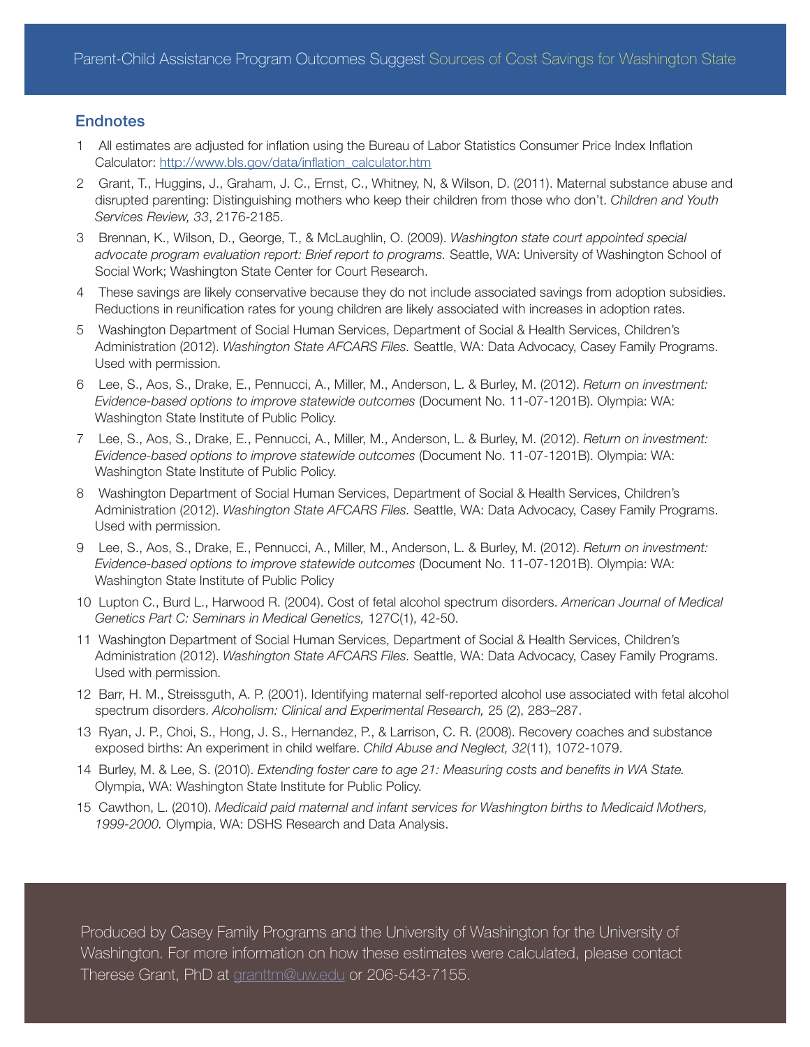## Endnotes

1. All estimates are adjusted for inflation using the Bureau of Labor Statistics Consumer Price Index Inflation Calculator: [http://www.bls.gov/data/inflation_calculator.htm](http://www.bls.gov/data/inflation_calculator.htm)
2. Grant, T., Huggins, J., Graham, J. C., Ernst, C., Whitney, N, & Wilson, D. (2011). Maternal substance abuse and disrupted parenting: Distinguishing mothers who keep their children from those who don't. *Children and Youth Services Review, 33*, 2176-2185.
3. Brennan, K., Wilson, D., George, T., & McLaughlin, O. (2009). *Washington state court appointed special advocate program evaluation report: Brief report to programs.* Seattle, WA: University of Washington School of Social Work; Washington State Center for Court Research.
4. These savings are likely conservative because they do not include associated savings from adoption subsidies. Reductions in reunification rates for young children are likely associated with increases in adoption rates.
5. Washington Department of Social Human Services, Department of Social & Health Services, Children's Administration (2012). *Washington State AFCARS Files.* Seattle, WA: Data Advocacy, Casey Family Programs. Used with permission.
6. Lee, S., Aos, S., Drake, E., Pennucci, A., Miller, M., Anderson, L. & Burley, M. (2012). *Return on investment: Evidence-based options to improve statewide outcomes* (Document No. 11-07-1201B). Olympia: WA: Washington State Institute of Public Policy.
7. Lee, S., Aos, S., Drake, E., Pennucci, A., Miller, M., Anderson, L. & Burley, M. (2012). *Return on investment: Evidence-based options to improve statewide outcomes* (Document No. 11-07-1201B). Olympia: WA: Washington State Institute of Public Policy.
8. Washington Department of Social Human Services, Department of Social & Health Services, Children's Administration (2012). *Washington State AFCARS Files.* Seattle, WA: Data Advocacy, Casey Family Programs. Used with permission.
9. Lee, S., Aos, S., Drake, E., Pennucci, A., Miller, M., Anderson, L. & Burley, M. (2012). *Return on investment: Evidence-based options to improve statewide outcomes* (Document No. 11-07-1201B). Olympia: WA: Washington State Institute of Public Policy
10. Lupton C., Burd L., Harwood R. (2004). Cost of fetal alcohol spectrum disorders. *American Journal of Medical Genetics Part C: Seminars in Medical Genetics,* 127C(1), 42-50.
11. Washington Department of Social Human Services, Department of Social & Health Services, Children's Administration (2012). *Washington State AFCARS Files.* Seattle, WA: Data Advocacy, Casey Family Programs. Used with permission.
12. Barr, H. M., Streissguth, A. P. (2001). Identifying maternal self-reported alcohol use associated with fetal alcohol spectrum disorders. *Alcoholism: Clinical and Experimental Research,* 25 (2), 283–287.
13. Ryan, J. P., Choi, S., Hong, J. S., Hernandez, P., & Larrison, C. R. (2008). Recovery coaches and substance exposed births: An experiment in child welfare. *Child Abuse and Neglect, 32*(11), 1072-1079.
14. Burley, M. & Lee, S. (2010). *Extending foster care to age 21: Measuring costs and benefits in WA State.* Olympia, WA: Washington State Institute for Public Policy.
15. Cawthon, L. (2010). *Medicaid paid maternal and infant services for Washington births to Medicaid Mothers, 1999-2000.* Olympia, WA: DSHS Research and Data Analysis.

Produced by Casey Family Programs and the University of Washington for the University of Washington. For more information on how these estimates were calculated, please contact Therese Grant, PhD at [granttm@uw.edu](mailto:granttm@uw.edu) or 206-543-7155.